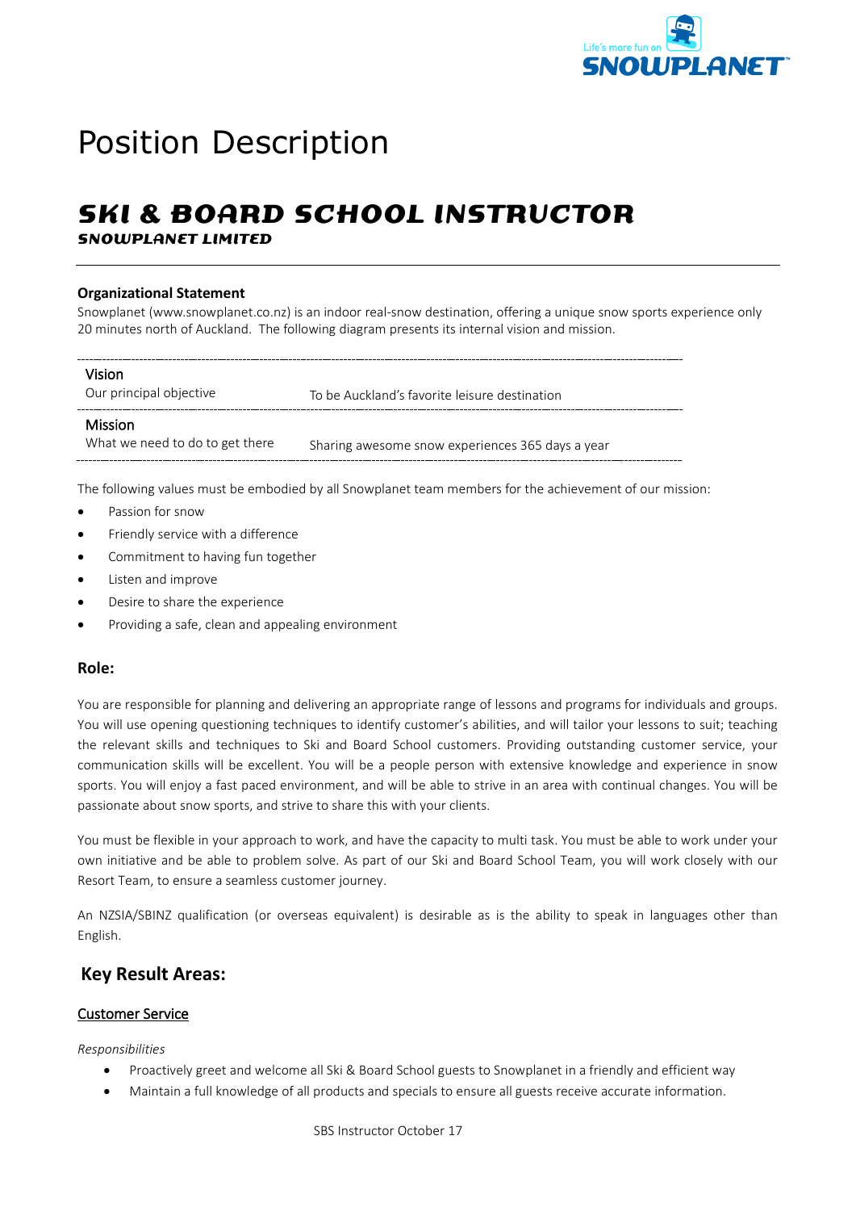# Position Description

## SKI & BOARD SCHOOL INSTRUCTOR

**SNOWPLANET LIMITED**

---

**Organizational Statement**

Snowplanet (www.snowplanet.co.nz) is an indoor real-snow destination, offering a unique snow sports experience only 20 minutes north of Auckland. The following diagram presents its internal vision and mission.

| | |
|---|---|
| **Vision**<br>Our principal objective | To be Auckland's favorite leisure destination |
| **Mission**<br>What we need to do to get there | Sharing awesome snow experiences 365 days a year |

The following values must be embodied by all Snowplanet team members for the achievement of our mission:

- Passion for snow
- Friendly service with a difference
- Commitment to having fun together
- Listen and improve
- Desire to share the experience
- Providing a safe, clean and appealing environment

### Role:

You are responsible for planning and delivering an appropriate range of lessons and programs for individuals and groups. You will use opening questioning techniques to identify customer's abilities, and will tailor your lessons to suit; teaching the relevant skills and techniques to Ski and Board School customers. Providing outstanding customer service, your communication skills will be excellent. You will be a people person with extensive knowledge and experience in snow sports. You will enjoy a fast paced environment, and will be able to strive in an area with continual changes. You will be passionate about snow sports, and strive to share this with your clients.

You must be flexible in your approach to work, and have the capacity to multi task. You must be able to work under your own initiative and be able to problem solve. As part of our Ski and Board School Team, you will work closely with our Resort Team, to ensure a seamless customer journey.

An NZSIA/SBINZ qualification (or overseas equivalent) is desirable as is the ability to speak in languages other than English.

## Key Result Areas:

**Customer Service**

*Responsibilities*

- Proactively greet and welcome all Ski & Board School guests to Snowplanet in a friendly and efficient way
- Maintain a full knowledge of all products and specials to ensure all guests receive accurate information.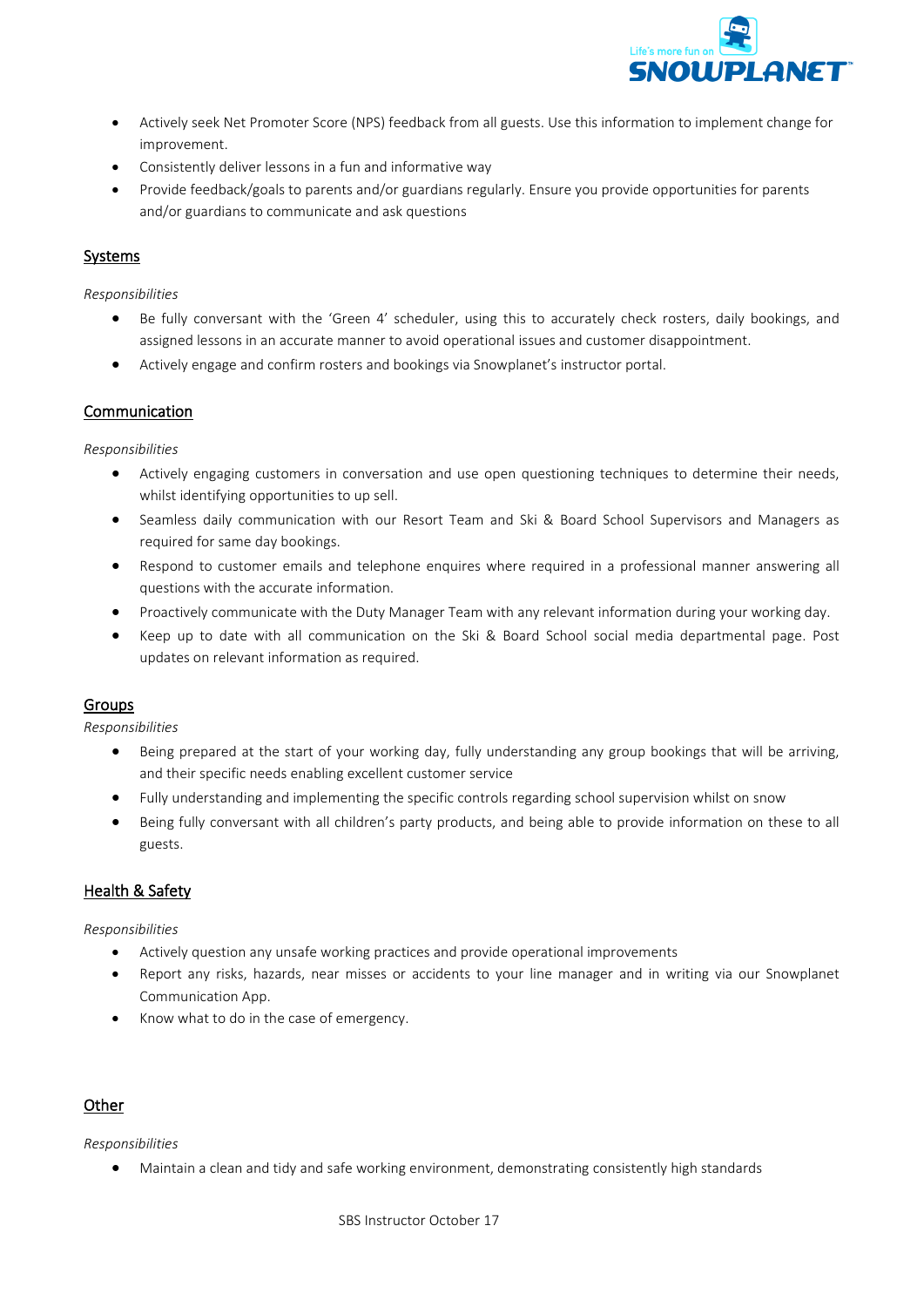- Actively seek Net Promoter Score (NPS) feedback from all guests. Use this information to implement change for improvement.
- Consistently deliver lessons in a fun and informative way
- Provide feedback/goals to parents and/or guardians regularly. Ensure you provide opportunities for parents and/or guardians to communicate and ask questions

## Systems

*Responsibilities*

- Be fully conversant with the 'Green 4' scheduler, using this to accurately check rosters, daily bookings, and assigned lessons in an accurate manner to avoid operational issues and customer disappointment.
- Actively engage and confirm rosters and bookings via Snowplanet's instructor portal.

## Communication

*Responsibilities*

- Actively engaging customers in conversation and use open questioning techniques to determine their needs, whilst identifying opportunities to up sell.
- Seamless daily communication with our Resort Team and Ski & Board School Supervisors and Managers as required for same day bookings.
- Respond to customer emails and telephone enquires where required in a professional manner answering all questions with the accurate information.
- Proactively communicate with the Duty Manager Team with any relevant information during your working day.
- Keep up to date with all communication on the Ski & Board School social media departmental page. Post updates on relevant information as required.

## Groups

*Responsibilities*

- Being prepared at the start of your working day, fully understanding any group bookings that will be arriving, and their specific needs enabling excellent customer service
- Fully understanding and implementing the specific controls regarding school supervision whilst on snow
- Being fully conversant with all children's party products, and being able to provide information on these to all guests.

## Health & Safety

*Responsibilities*

- Actively question any unsafe working practices and provide operational improvements
- Report any risks, hazards, near misses or accidents to your line manager and in writing via our Snowplanet Communication App.
- Know what to do in the case of emergency.

## Other

*Responsibilities*

- Maintain a clean and tidy and safe working environment, demonstrating consistently high standards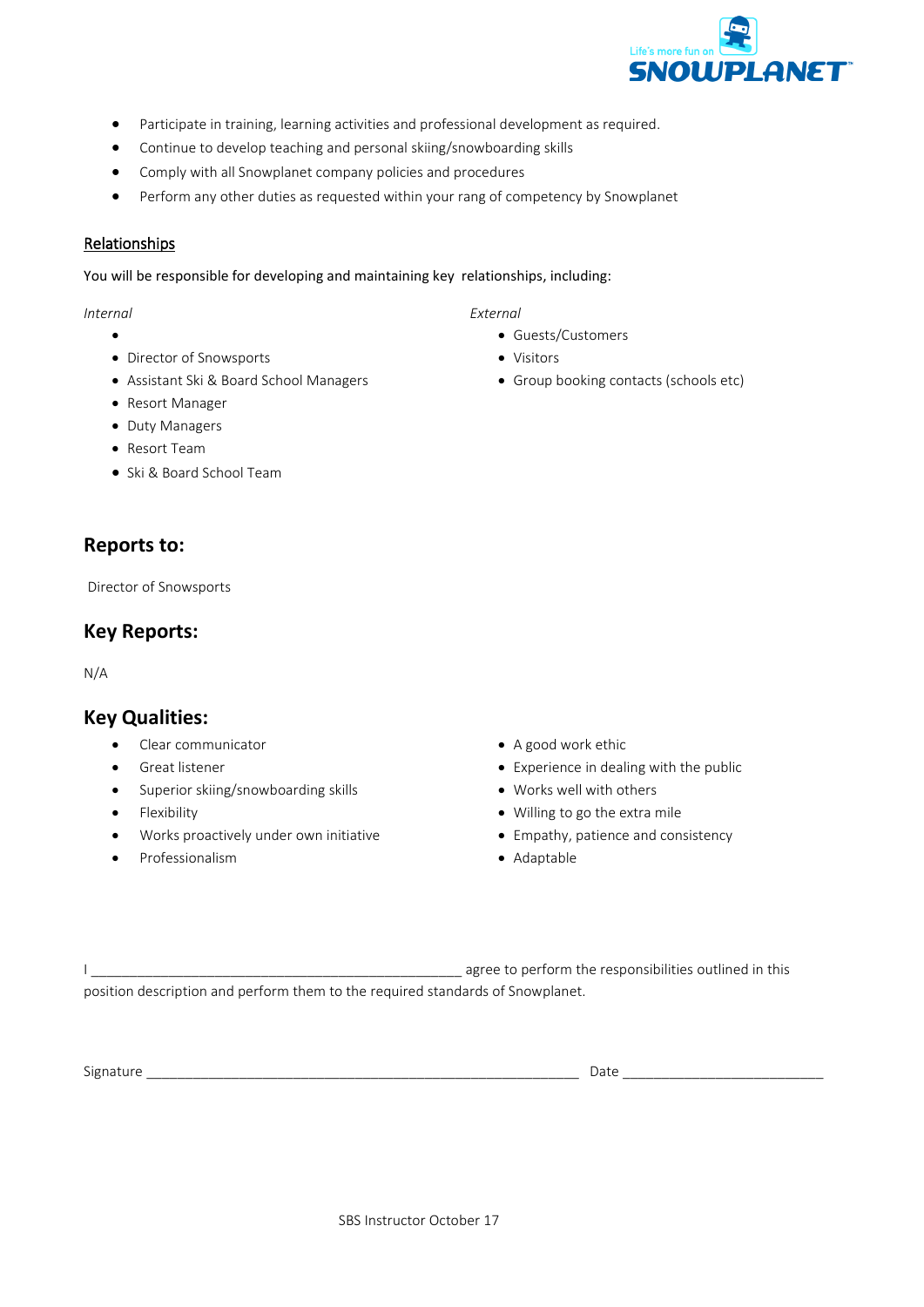- Participate in training, learning activities and professional development as required.
- Continue to develop teaching and personal skiing/snowboarding skills
- Comply with all Snowplanet company policies and procedures
- Perform any other duties as requested within your rang of competency by Snowplanet

**<u>Relationships</u>**

You will be responsible for developing and maintaining key relationships, including:

*Internal*

- 
- Director of Snowsports
- Assistant Ski & Board School Managers
- Resort Manager
- Duty Managers
- Resort Team
- Ski & Board School Team

*External*

- Guests/Customers
- Visitors
- Group booking contacts (schools etc)

## Reports to:

Director of Snowsports

## Key Reports:

N/A

## Key Qualities:

- Clear communicator
- Great listener
- Superior skiing/snowboarding skills
- Flexibility
- Works proactively under own initiative
- Professionalism
- A good work ethic
- Experience in dealing with the public
- Works well with others
- Willing to go the extra mile
- Empathy, patience and consistency
- Adaptable

I ________________________________________________ agree to perform the responsibilities outlined in this position description and perform them to the required standards of Snowplanet.

Signature ________________________________________________________ Date __________________________

SBS Instructor October 17